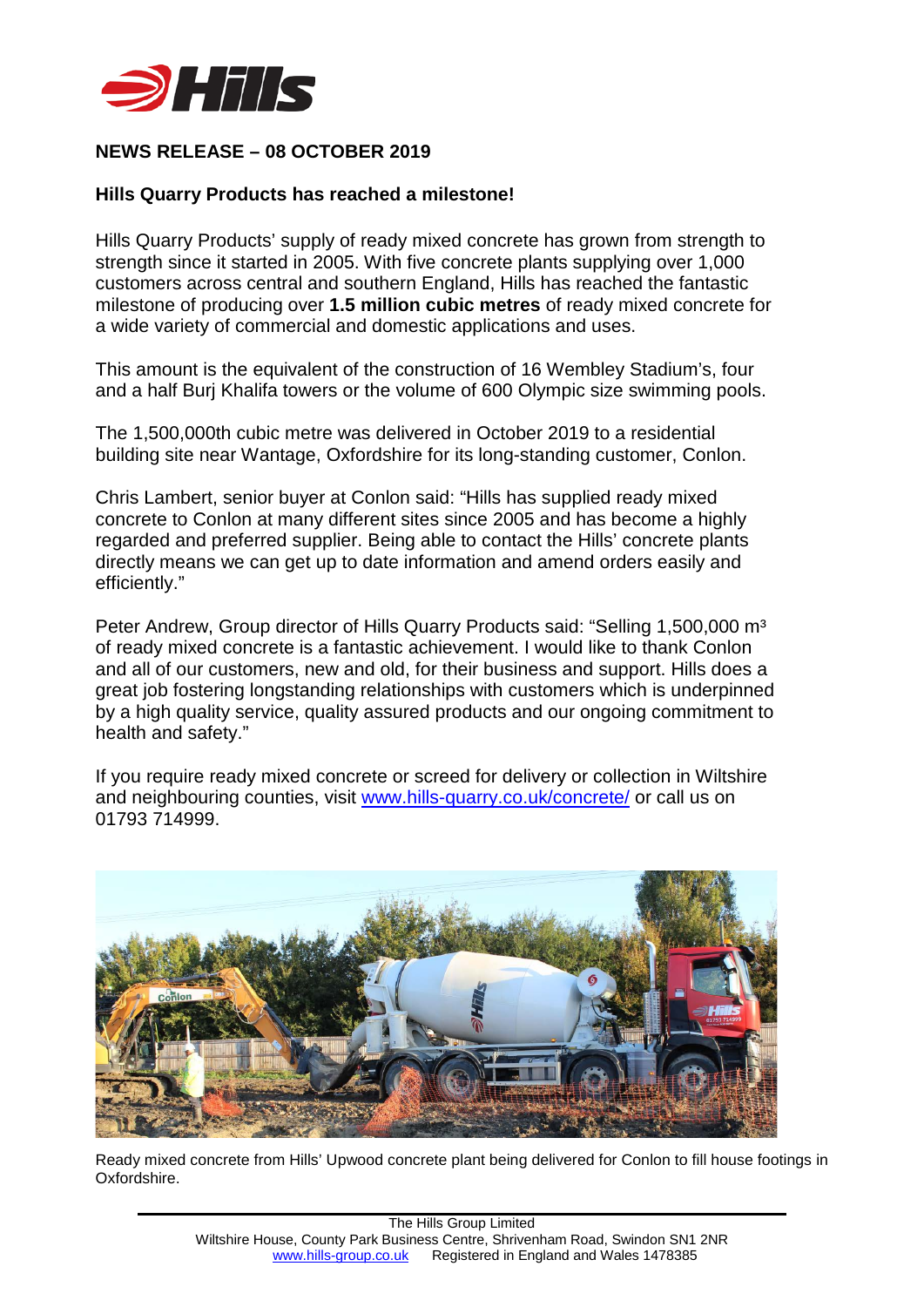## NEWS RELEASE – 08 OCTOBER 2019

### Hills Quarry Products has reached a milestone!

Hills Quarry Products' supply of ready mixed concrete has grown from strength to strength since it started in 2005. With five concrete plants supplying over 1,000 customers across central and southern England, Hills has reached the fantastic milestone of producing over **1.5 million cubic metres** of ready mixed concrete for a wide variety of commercial and domestic applications and uses.

This amount is the equivalent of the construction of 16 Wembley Stadium's, four and a half Burj Khalifa towers or the volume of 600 Olympic size swimming pools.

The 1,500,000th cubic metre was delivered in October 2019 to a residential building site near Wantage, Oxfordshire for its long-standing customer, Conlon.

Chris Lambert, senior buyer at Conlon said: "Hills has supplied ready mixed concrete to Conlon at many different sites since 2005 and has become a highly regarded and preferred supplier. Being able to contact the Hills' concrete plants directly means we can get up to date information and amend orders easily and efficiently."

Peter Andrew, Group director of Hills Quarry Products said: "Selling 1,500,000 $m^3$ of ready mixed concrete is a fantastic achievement. I would like to thank Conlon and all of our customers, new and old, for their business and support. Hills does a great job fostering longstanding relationships with customers which is underpinned by a high quality service, quality assured products and our ongoing commitment to health and safety."

If you require ready mixed concrete or screed for delivery or collection in Wiltshire and neighbouring counties, visit www.hills-quarry.co.uk/concrete/ or call us on 01793 714999.

Ready mixed concrete from Hills' Upwood concrete plant being delivered for Conlon to fill house footings in Oxfordshire.

The Hills Group Limited
Wiltshire House, County Park Business Centre, Shrivenham Road, Swindon SN1 2NR
www.hills-group.co.uk Registered in England and Wales 1478385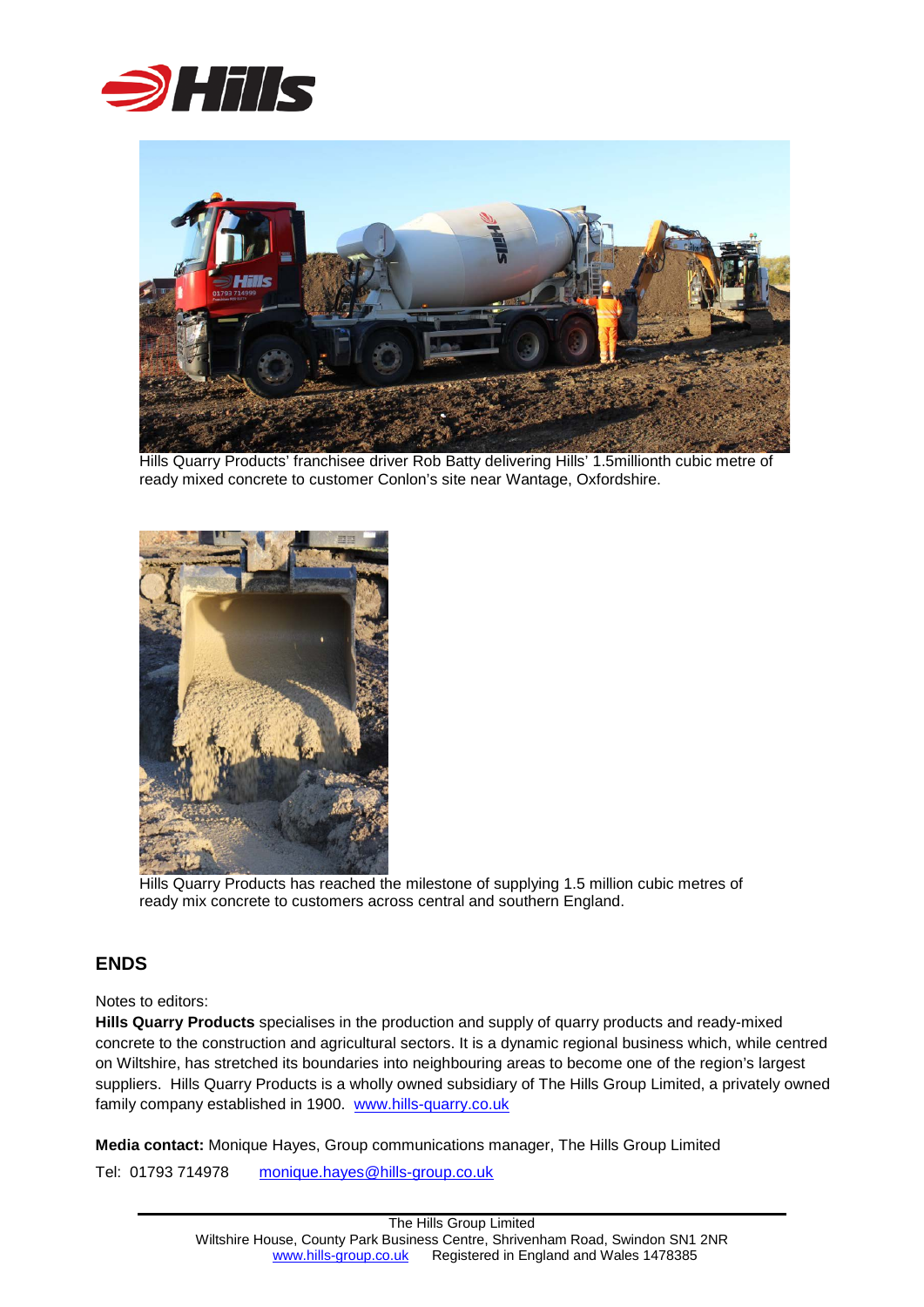Hills Quarry Products' franchisee driver Rob Batty delivering Hills' 1.5millionth cubic metre of ready mixed concrete to customer Conlon's site near Wantage, Oxfordshire.

Hills Quarry Products has reached the milestone of supplying 1.5 million cubic metres of ready mix concrete to customers across central and southern England.

## ENDS

Notes to editors:

**Hills Quarry Products** specialises in the production and supply of quarry products and ready-mixed concrete to the construction and agricultural sectors. It is a dynamic regional business which, while centred on Wiltshire, has stretched its boundaries into neighbouring areas to become one of the region's largest suppliers. Hills Quarry Products is a wholly owned subsidiary of The Hills Group Limited, a privately owned family company established in 1900. www.hills-quarry.co.uk

**Media contact:** Monique Hayes, Group communications manager, The Hills Group Limited

Tel: 01793 714978 monique.hayes@hills-group.co.uk

The Hills Group Limited
Wiltshire House, County Park Business Centre, Shrivenham Road, Swindon SN1 2NR
www.hills-group.co.uk Registered in England and Wales 1478385